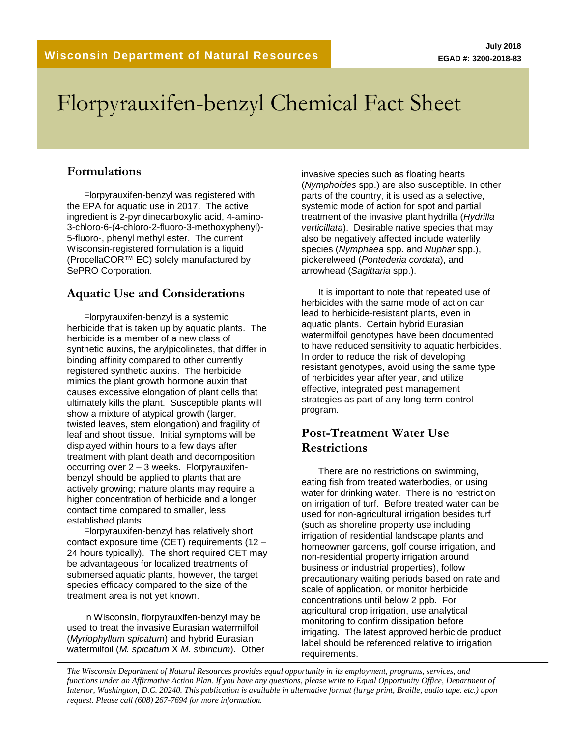Wisconsin Department of Natural Resources

July 2018
EGAD #: 3200-2018-83

# Florpyrauxifen-benzyl Chemical Fact Sheet

## Formulations

Florpyrauxifen-benzyl was registered with the EPA for aquatic use in 2017. The active ingredient is 2-pyridinecarboxylic acid, 4-amino-3-chloro-6-(4-chloro-2-fluoro-3-methoxyphenyl)-5-fluoro-, phenyl methyl ester. The current Wisconsin-registered formulation is a liquid (ProcellaCOR™ EC) solely manufactured by SePRO Corporation.

## Aquatic Use and Considerations

Florpyrauxifen-benzyl is a systemic herbicide that is taken up by aquatic plants. The herbicide is a member of a new class of synthetic auxins, the arylpicolinates, that differ in binding affinity compared to other currently registered synthetic auxins. The herbicide mimics the plant growth hormone auxin that causes excessive elongation of plant cells that ultimately kills the plant. Susceptible plants will show a mixture of atypical growth (larger, twisted leaves, stem elongation) and fragility of leaf and shoot tissue. Initial symptoms will be displayed within hours to a few days after treatment with plant death and decomposition occurring over 2 – 3 weeks. Florpyrauxifen-benzyl should be applied to plants that are actively growing; mature plants may require a higher concentration of herbicide and a longer contact time compared to smaller, less established plants.

Florpyrauxifen-benzyl has relatively short contact exposure time (CET) requirements (12 – 24 hours typically). The short required CET may be advantageous for localized treatments of submersed aquatic plants, however, the target species efficacy compared to the size of the treatment area is not yet known.

In Wisconsin, florpyrauxifen-benzyl may be used to treat the invasive Eurasian watermilfoil (*Myriophyllum spicatum*) and hybrid Eurasian watermilfoil (*M. spicatum* X *M. sibiricum*). Other invasive species such as floating hearts (*Nymphoides* spp.) are also susceptible. In other parts of the country, it is used as a selective, systemic mode of action for spot and partial treatment of the invasive plant hydrilla (*Hydrilla verticillata*). Desirable native species that may also be negatively affected include waterlily species (*Nymphaea* spp. and *Nuphar* spp.), pickerelweed (*Pontederia cordata*), and arrowhead (*Sagittaria* spp.).

It is important to note that repeated use of herbicides with the same mode of action can lead to herbicide-resistant plants, even in aquatic plants. Certain hybrid Eurasian watermilfoil genotypes have been documented to have reduced sensitivity to aquatic herbicides. In order to reduce the risk of developing resistant genotypes, avoid using the same type of herbicides year after year, and utilize effective, integrated pest management strategies as part of any long-term control program.

## Post-Treatment Water Use Restrictions

There are no restrictions on swimming, eating fish from treated waterbodies, or using water for drinking water. There is no restriction on irrigation of turf. Before treated water can be used for non-agricultural irrigation besides turf (such as shoreline property use including irrigation of residential landscape plants and homeowner gardens, golf course irrigation, and non-residential property irrigation around business or industrial properties), follow precautionary waiting periods based on rate and scale of application, or monitor herbicide concentrations until below 2 ppb. For agricultural crop irrigation, use analytical monitoring to confirm dissipation before irrigating. The latest approved herbicide product label should be referenced relative to irrigation requirements.

*The Wisconsin Department of Natural Resources provides equal opportunity in its employment, programs, services, and functions under an Affirmative Action Plan. If you have any questions, please write to Equal Opportunity Office, Department of Interior, Washington, D.C. 20240. This publication is available in alternative format (large print, Braille, audio tape. etc.) upon request. Please call (608) 267-7694 for more information.*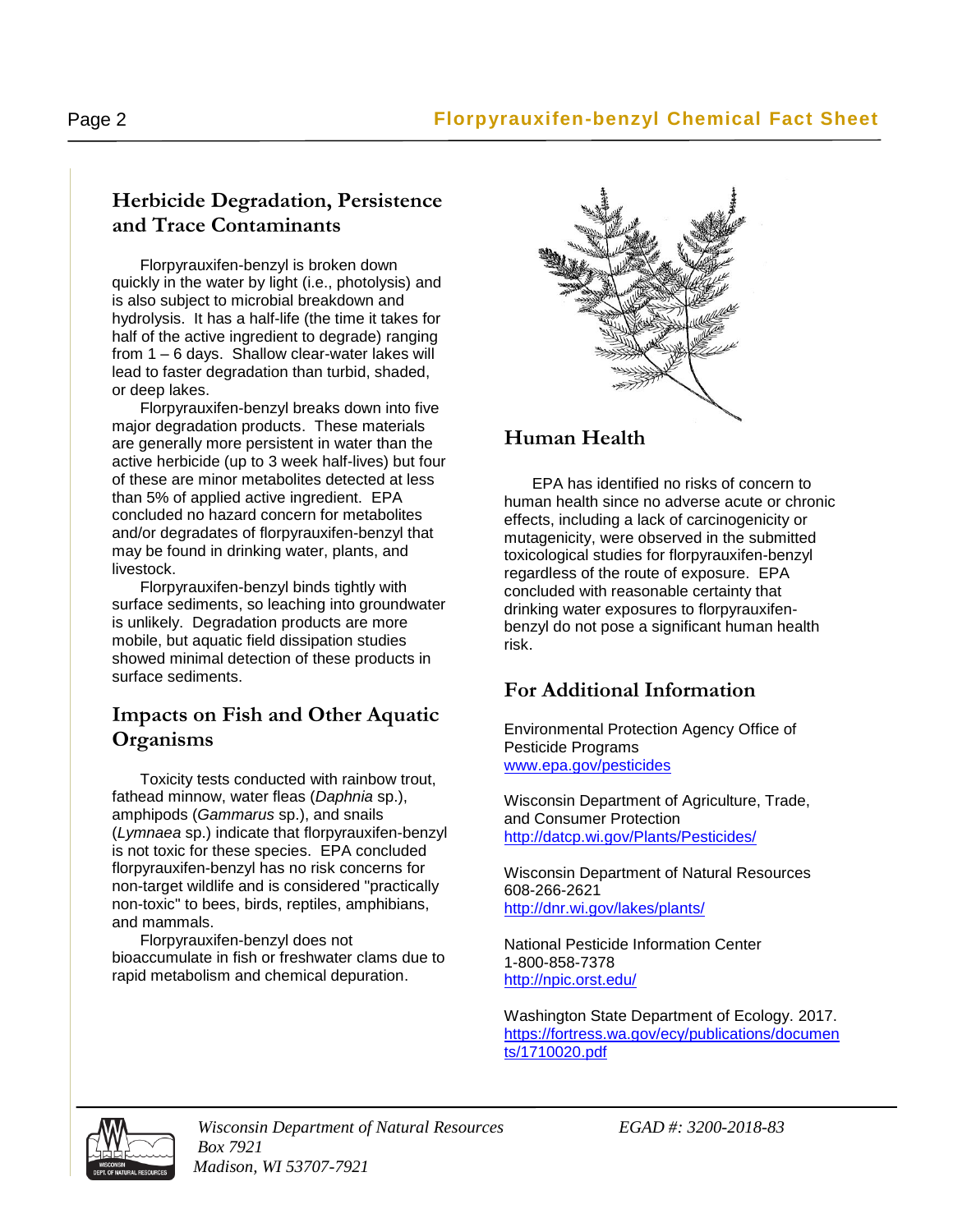## Herbicide Degradation, Persistence and Trace Contaminants

Florpyrauxifen-benzyl is broken down quickly in the water by light (i.e., photolysis) and is also subject to microbial breakdown and hydrolysis. It has a half-life (the time it takes for half of the active ingredient to degrade) ranging from 1 – 6 days. Shallow clear-water lakes will lead to faster degradation than turbid, shaded, or deep lakes.

Florpyrauxifen-benzyl breaks down into five major degradation products. These materials are generally more persistent in water than the active herbicide (up to 3 week half-lives) but four of these are minor metabolites detected at less than 5% of applied active ingredient. EPA concluded no hazard concern for metabolites and/or degradates of florpyrauxifen-benzyl that may be found in drinking water, plants, and livestock.

Florpyrauxifen-benzyl binds tightly with surface sediments, so leaching into groundwater is unlikely. Degradation products are more mobile, but aquatic field dissipation studies showed minimal detection of these products in surface sediments.

## Impacts on Fish and Other Aquatic Organisms

Toxicity tests conducted with rainbow trout, fathead minnow, water fleas (*Daphnia* sp.), amphipods (*Gammarus* sp.), and snails (*Lymnaea* sp.) indicate that florpyrauxifen-benzyl is not toxic for these species. EPA concluded florpyrauxifen-benzyl has no risk concerns for non-target wildlife and is considered "practically non-toxic" to bees, birds, reptiles, amphibians, and mammals.

Florpyrauxifen-benzyl does not bioaccumulate in fish or freshwater clams due to rapid metabolism and chemical depuration.

## Human Health

EPA has identified no risks of concern to human health since no adverse acute or chronic effects, including a lack of carcinogenicity or mutagenicity, were observed in the submitted toxicological studies for florpyrauxifen-benzyl regardless of the route of exposure. EPA concluded with reasonable certainty that drinking water exposures to florpyrauxifen-benzyl do not pose a significant human health risk.

## For Additional Information

Environmental Protection Agency Office of Pesticide Programs
www.epa.gov/pesticides

Wisconsin Department of Agriculture, Trade, and Consumer Protection
http://datcp.wi.gov/Plants/Pesticides/

Wisconsin Department of Natural Resources
608-266-2621
http://dnr.wi.gov/lakes/plants/

National Pesticide Information Center
1-800-858-7378
http://npic.orst.edu/

Washington State Department of Ecology. 2017.
https://fortress.wa.gov/ecy/publications/documents/1710020.pdf

*Wisconsin Department of Natural Resources*
*Box 7921*
*Madison, WI 53707-7921*

*EGAD #: 3200-2018-83*